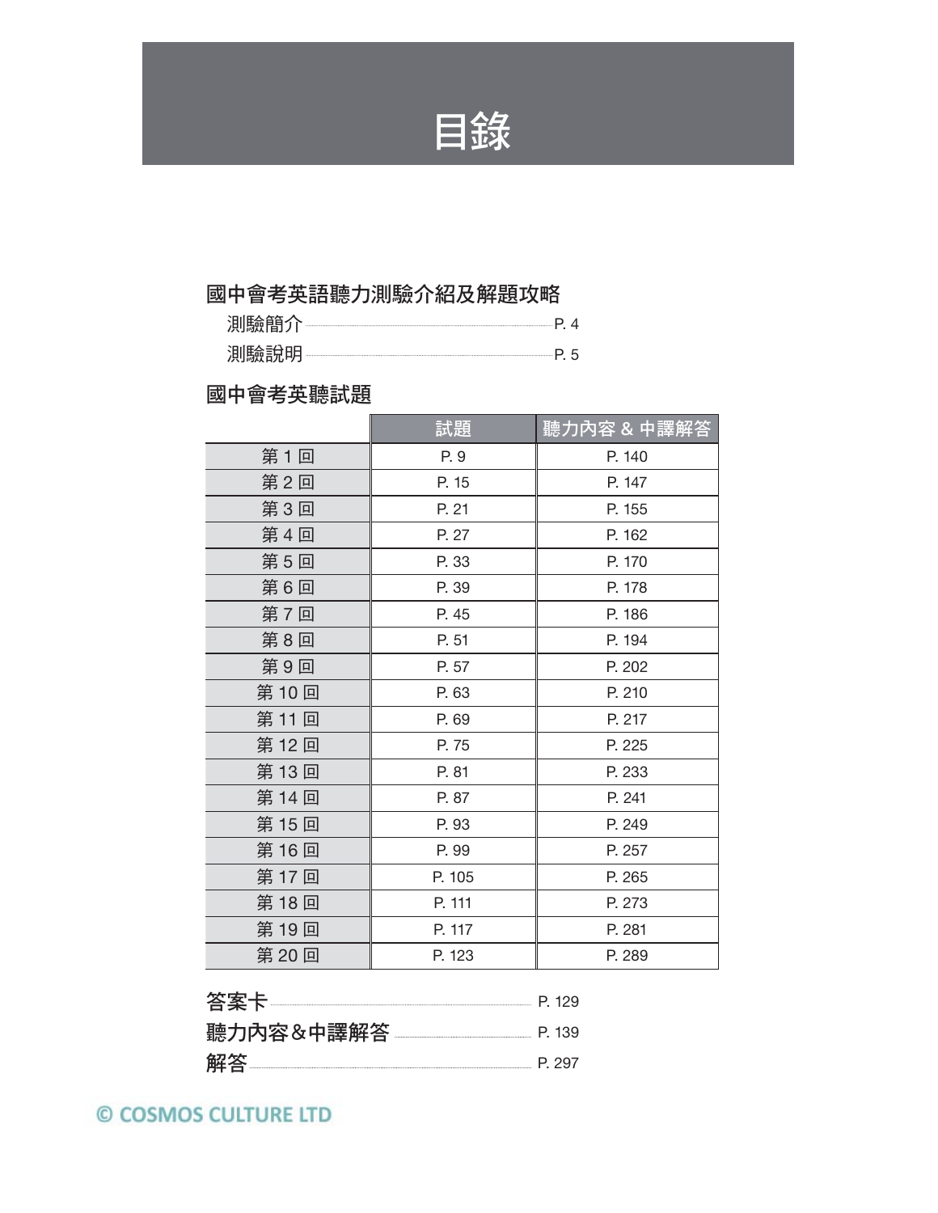# 目錄

## 國中會考英語聽力測驗介紹及解題攻略

測驗簡介 ........ P. 4

測驗說明 ........ P. 5

## 國中會考英聽試題

| | 試題 | 聽力內容 & 中譯解答 |
|---|---|---|
| 第 1 回 | P. 9 | P. 140 |
| 第 2 回 | P. 15 | P. 147 |
| 第 3 回 | P. 21 | P. 155 |
| 第 4 回 | P. 27 | P. 162 |
| 第 5 回 | P. 33 | P. 170 |
| 第 6 回 | P. 39 | P. 178 |
| 第 7 回 | P. 45 | P. 186 |
| 第 8 回 | P. 51 | P. 194 |
| 第 9 回 | P. 57 | P. 202 |
| 第 10 回 | P. 63 | P. 210 |
| 第 11 回 | P. 69 | P. 217 |
| 第 12 回 | P. 75 | P. 225 |
| 第 13 回 | P. 81 | P. 233 |
| 第 14 回 | P. 87 | P. 241 |
| 第 15 回 | P. 93 | P. 249 |
| 第 16 回 | P. 99 | P. 257 |
| 第 17 回 | P. 105 | P. 265 |
| 第 18 回 | P. 111 | P. 273 |
| 第 19 回 | P. 117 | P. 281 |
| 第 20 回 | P. 123 | P. 289 |

**答案卡** ........ P. 129

**聽力內容&中譯解答** ........ P. 139

**解答** ........ P. 297

© COSMOS CULTURE LTD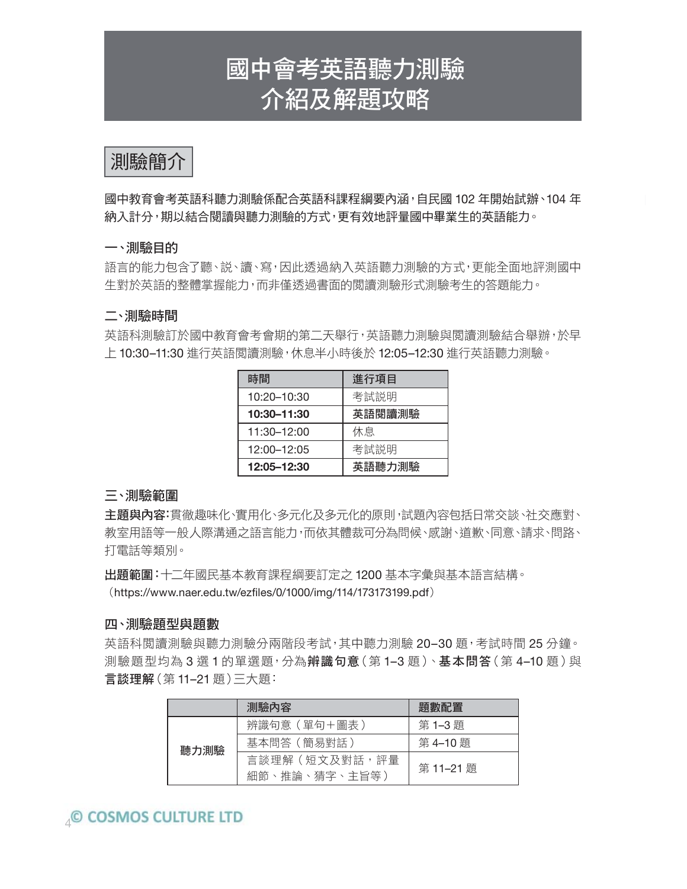# 國中會考英語聽力測驗
# 介紹及解題攻略

## 測驗簡介

**國中教育會考英語科聽力測驗係配合英語科課程綱要內涵，自民國 102 年開始試辦、104 年納入計分，期以結合閱讀與聽力測驗的方式，更有效地評量國中畢業生的英語能力。**

### 一、測驗目的

語言的能力包含了聽、說、讀、寫，因此透過納入英語聽力測驗的方式，更能全面地評測國中生對於英語的整體掌握能力，而非僅透過書面的閱讀測驗形式測驗考生的答題能力。

### 二、測驗時間

英語科測驗訂於國中教育會考會期的第二天舉行，英語聽力測驗與閱讀測驗結合舉辦，於早上 10:30–11:30 進行英語閱讀測驗，休息半小時後於 12:05–12:30 進行英語聽力測驗。

| 時間 | 進行項目 |
|---|---|
| 10:20–10:30 | 考試說明 |
| **10:30–11:30** | **英語閱讀測驗** |
| 11:30–12:00 | 休息 |
| 12:00–12:05 | 考試說明 |
| **12:05–12:30** | **英語聽力測驗** |

### 三、測驗範圍

**主題與內容：**貫徹趣味化、實用化、多元化及多元化的原則，試題內容包括日常交談、社交應對、教室用語等一般人際溝通之語言能力，而依其體裁可分為問候、感謝、道歉、同意、請求、問路、打電話等類別。

**出題範圍：**十二年國民基本教育課程綱要訂定之 1200 基本字彙與基本語言結構。
（https://www.naer.edu.tw/ezfiles/0/1000/img/114/173173199.pdf）

### 四、測驗題型與題數

英語科閱讀測驗與聽力測驗分兩階段考試，其中聽力測驗 20–30 題，考試時間 25 分鐘。測驗題型均為 3 選 1 的單選題，分為**辨識句意**（第 1–3 題）、**基本問答**（第 4–10 題）與**言談理解**（第 11–21 題）三大題：

| | 測驗內容 | 題數配置 |
|---|---|---|
| 聽力測驗 | 辨識句意（單句＋圖表） | 第 1–3 題 |
| | 基本問答（簡易對話） | 第 4–10 題 |
| | 言談理解（短文及對話，評量細節、推論、猜字、主旨等） | 第 11–21 題 |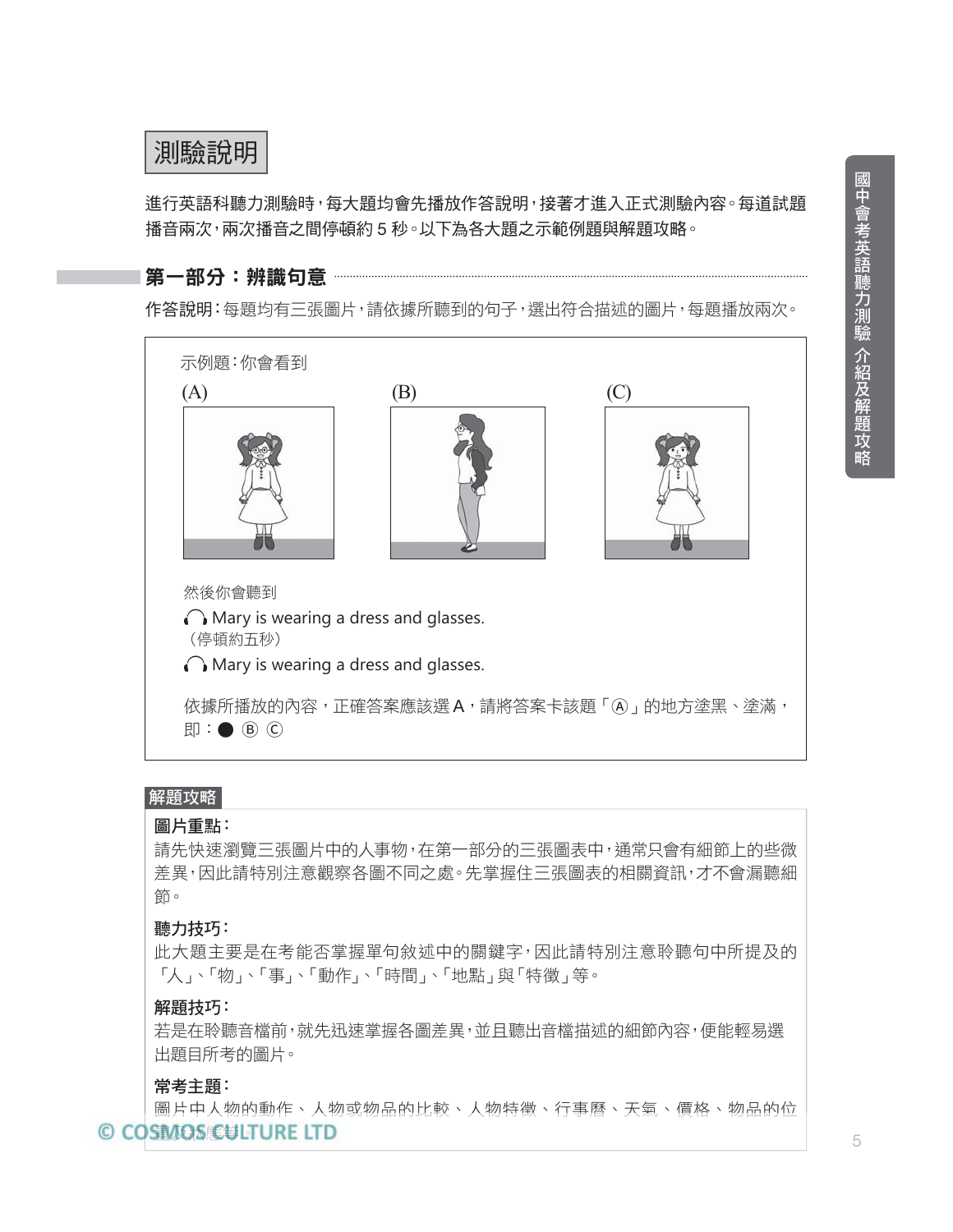# 測驗說明

進行英語科聽力測驗時，每大題均會先播放作答說明，接著才進入正式測驗內容。每道試題播音兩次，兩次播音之間停頓約 5 秒。以下為各大題之示範例題與解題攻略。

## 第一部分：辨識句意

**作答說明**：每題均有三張圖片，請依據所聽到的句子，選出符合描述的圖片，每題播放兩次。

示例題：你會看到

(A) (B) (C)

然後你會聽到

🎧 Mary is wearing a dress and glasses.

（停頓約五秒）

🎧 Mary is wearing a dress and glasses.

依據所播放的內容，正確答案應該選 A，請將答案卡該題「Ⓐ」的地方塗黑、塗滿，即：● Ⓑ Ⓒ

### 解題攻略

**圖片重點：**

請先快速瀏覽三張圖片中的人事物，在第一部分的三張圖表中，通常只會有細節上的些微差異，因此請特別注意觀察各圖不同之處。先掌握住三張圖表的相關資訊，才不會漏聽細節。

**聽力技巧：**

此大題主要是在考能否掌握單句敘述中的關鍵字，因此請特別注意聆聽句中所提及的「人」、「物」、「事」、「動作」、「時間」、「地點」與「特徵」等。

**解題技巧：**

若是在聆聽音檔前，就先迅速掌握各圖差異，並且聽出音檔描述的細節內容，便能輕易選出題目所考的圖片。

**常考主題：**

圖片中人物的動作、人物或物品的比較、人物特徵、行事曆、天氣、價格、物品的位置等。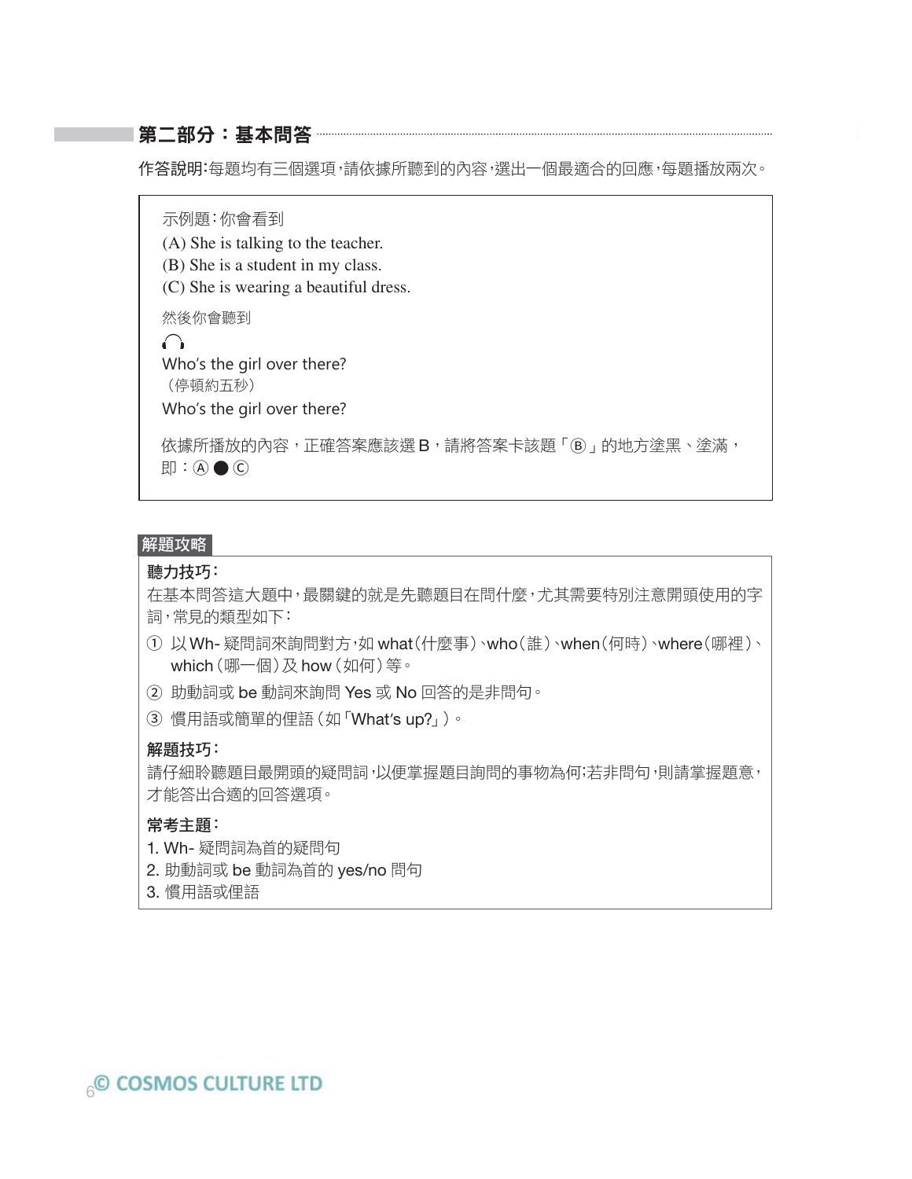## 第二部分：基本問答

**作答說明：**每題均有三個選項，請依據所聽到的內容，選出一個最適合的回應，每題播放兩次。

示例題：你會看到

(A) She is talking to the teacher.
(B) She is a student in my class.
(C) She is wearing a beautiful dress.

然後你會聽到

🎧
Who's the girl over there?
（停頓約五秒）
Who's the girl over there?

依據所播放的內容，正確答案應該選 B，請將答案卡該題「Ⓑ」的地方塗黑、塗滿，即：Ⓐ ● Ⓒ

### 解題攻略

**聽力技巧：**

在基本問答這大題中，最關鍵的就是先聽題目在問什麼，尤其需要特別注意開頭使用的字詞，常見的類型如下：

① 以 Wh- 疑問詞來詢問對方，如 what（什麼事）、who（誰）、when（何時）、where（哪裡）、which（哪一個）及 how（如何）等。

② 助動詞或 be 動詞來詢問 Yes 或 No 回答的是非問句。

③ 慣用語或簡單的俚語（如「What's up?」）。

**解題技巧：**

請仔細聆聽題目最開頭的疑問詞，以便掌握題目詢問的事物為何；若非問句，則請掌握題意，才能答出合適的回答選項。

**常考主題：**

1. Wh- 疑問詞為首的疑問句
2. 助動詞或 be 動詞為首的 yes/no 問句
3. 慣用語或俚語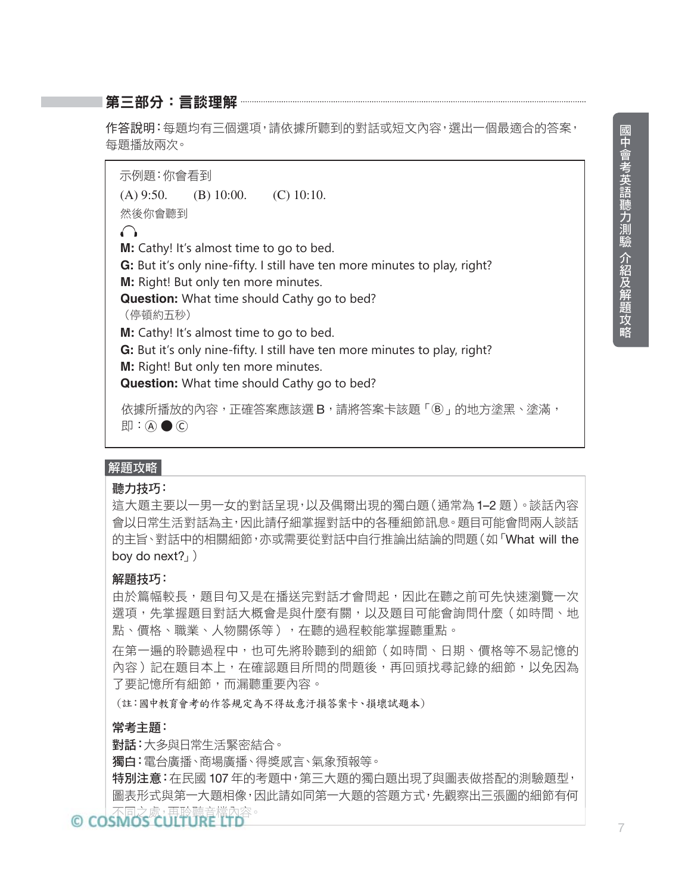## 第三部分：言談理解

**作答說明**：每題均有三個選項，請依據所聽到的對話或短文內容，選出一個最適合的答案，每題播放兩次。

示例題：你會看到

(A) 9:50.　　(B) 10:00.　　(C) 10:10.

然後你會聽到

**M:** Cathy! It's almost time to go to bed.
**G:** But it's only nine-fifty. I still have ten more minutes to play, right?
**M:** Right! But only ten more minutes.
**Question:** What time should Cathy go to bed?
（停頓約五秒）
**M:** Cathy! It's almost time to go to bed.
**G:** But it's only nine-fifty. I still have ten more minutes to play, right?
**M:** Right! But only ten more minutes.
**Question:** What time should Cathy go to bed?

依據所播放的內容，正確答案應該選 B，請將答案卡該題「Ⓑ」的地方塗黑、塗滿，即：Ⓐ ● Ⓒ

### 解題攻略

**聽力技巧：**

這大題主要以一男一女的對話呈現，以及偶爾出現的獨白題（通常為 1–2 題）。談話內容會以日常生活對話為主，因此請仔細掌握對話中的各種細節訊息。題目可能會問兩人談話的主旨、對話中的相關細節，亦或需要從對話中自行推論出結論的問題（如「What will the boy do next?」）

**解題技巧：**

由於篇幅較長，題目句又是在播送完對話才會問起，因此在聽之前可先快速瀏覽一次選項，先掌握題目對話大概會是與什麼有關，以及題目可能會詢問什麼（如時間、地點、價格、職業、人物關係等），在聽的過程較能掌握聽重點。

在第一遍的聆聽過程中，也可先將聆聽到的細節（如時間、日期、價格等不易記憶的內容）記在題目本上，在確認題目所問的問題後，再回頭找尋記錄的細節，以免因為了要記憶所有細節，而漏聽重要內容。

（註：國中教育會考的作答規定為不得故意汙損答案卡、損壞試題本）

**常考主題：**

**對話**：大多與日常生活緊密結合。

**獨白**：電台廣播、商場廣播、得獎感言、氣象預報等。

**特別注意**：在民國 107 年的考題中，第三大題的獨白題出現了與圖表做搭配的測驗題型，圖表形式與第一大題相像，因此請如同第一大題的答題方式，先觀察出三張圖的細節有何不同之處，再聆聽音檔內容。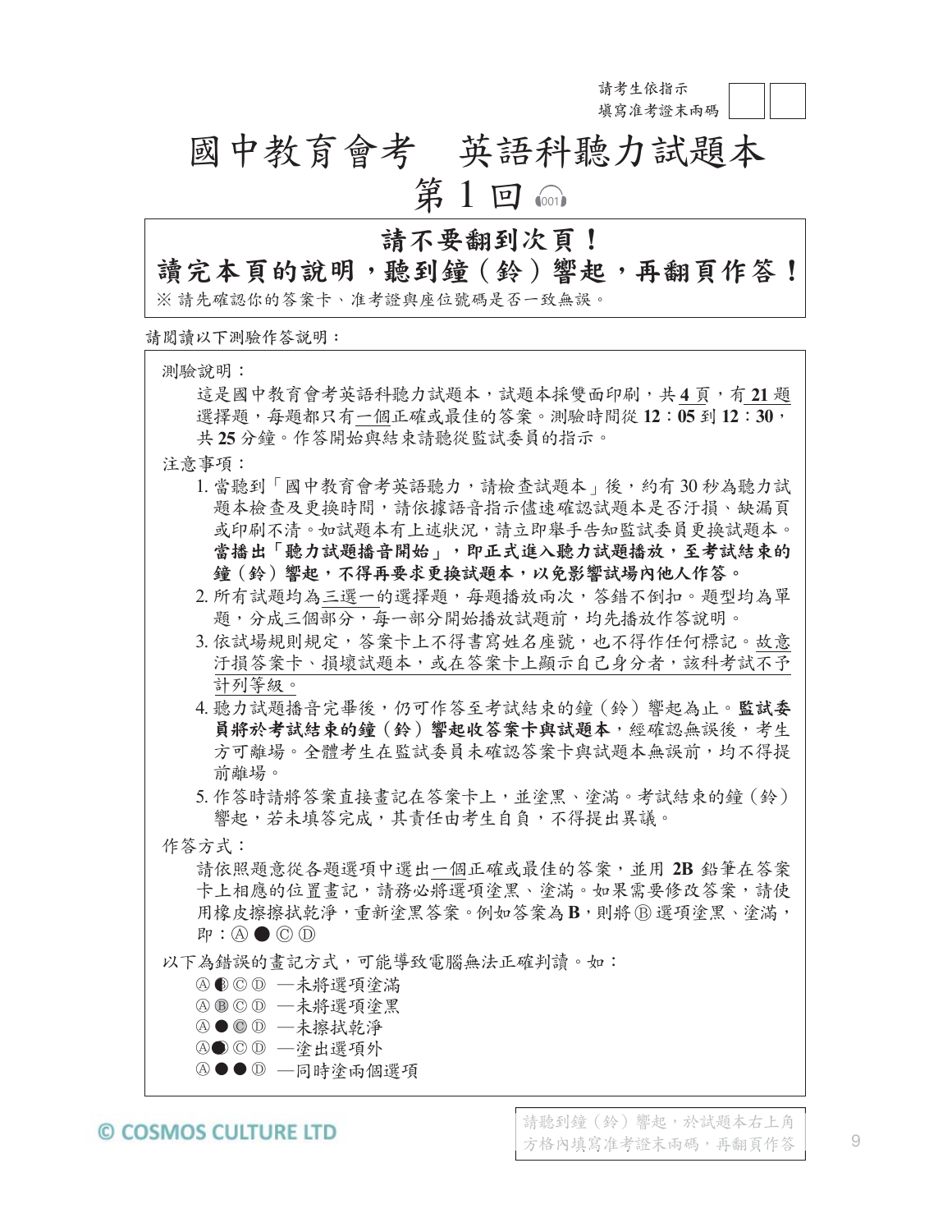請考生依指示
填寫准考證末兩碼

# 國中教育會考　英語科聽力試題本

## 第 1 回 001

**請不要翻到次頁！**

**讀完本頁的說明，聽到鐘（鈴）響起，再翻頁作答！**

※ 請先確認你的答案卡、准考證與座位號碼是否一致無誤。

請閱讀以下測驗作答說明：

測驗說明：

這是國中教育會考英語科聽力試題本，試題本採雙面印刷，共 **4** 頁，有 **21** 題選擇題，每題都只有一個正確或最佳的答案。測驗時間從 **12：05** 到 **12：30**，共 **25** 分鐘。作答開始與結束請聽從監試委員的指示。

注意事項：

1. 當聽到「國中教育會考英語聽力，請檢查試題本」後，約有 30 秒為聽力試題本檢查及更換時間，請依據語音指示儘速確認試題本是否汙損、缺漏頁或印刷不清。如試題本有上述狀況，請立即舉手告知監試委員更換試題本。**當播出「聽力試題播音開始」，即正式進入聽力試題播放，至考試結束的鐘（鈴）響起，不得再要求更換試題本，以免影響試場內他人作答。**
2. 所有試題均為三選一的選擇題，每題播放兩次，答錯不倒扣。題型均為單題，分成三個部分，每一部分開始播放試題前，均先播放作答說明。
3. 依試場規則規定，答案卡上不得書寫姓名座號，也不得作任何標記。故意汙損答案卡、損壞試題本，或在答案卡上顯示自己身分者，該科考試不予計列等級。
4. 聽力試題播音完畢後，仍可作答至考試結束的鐘（鈴）響起為止。**監試委員將於考試結束的鐘（鈴）響起收答案卡與試題本**，經確認無誤後，考生方可離場。全體考生在監試委員未確認答案卡與試題本無誤前，均不得提前離場。
5. 作答時請將答案直接畫記在答案卡上，並塗黑、塗滿。考試結束的鐘（鈴）響起，若未填答完成，其責任由考生自負，不得提出異議。

作答方式：

請依照題意從各題選項中選出一個正確或最佳的答案，並用 **2B** 鉛筆在答案卡上相應的位置畫記，請務必將選項塗黑、塗滿。如果需要修改答案，請使用橡皮擦擦拭乾淨，重新塗黑答案。例如答案為 **B**，則將 Ⓑ 選項塗黑、塗滿，即：Ⓐ ● Ⓒ Ⓓ

以下為錯誤的畫記方式，可能導致電腦無法正確判讀。如：

- Ⓐ ◐ Ⓒ Ⓓ —未將選項塗滿
- Ⓐ Ⓑ Ⓒ Ⓓ —未將選項塗黑
- Ⓐ ● Ⓒ Ⓓ —未擦拭乾淨
- Ⓐ● Ⓒ Ⓓ —塗出選項外
- Ⓐ ● ● Ⓓ —同時塗兩個選項

© COSMOS CULTURE LTD

請聽到鐘（鈴）響起，於試題本右上角方格內填寫准考證末兩碼，再翻頁作答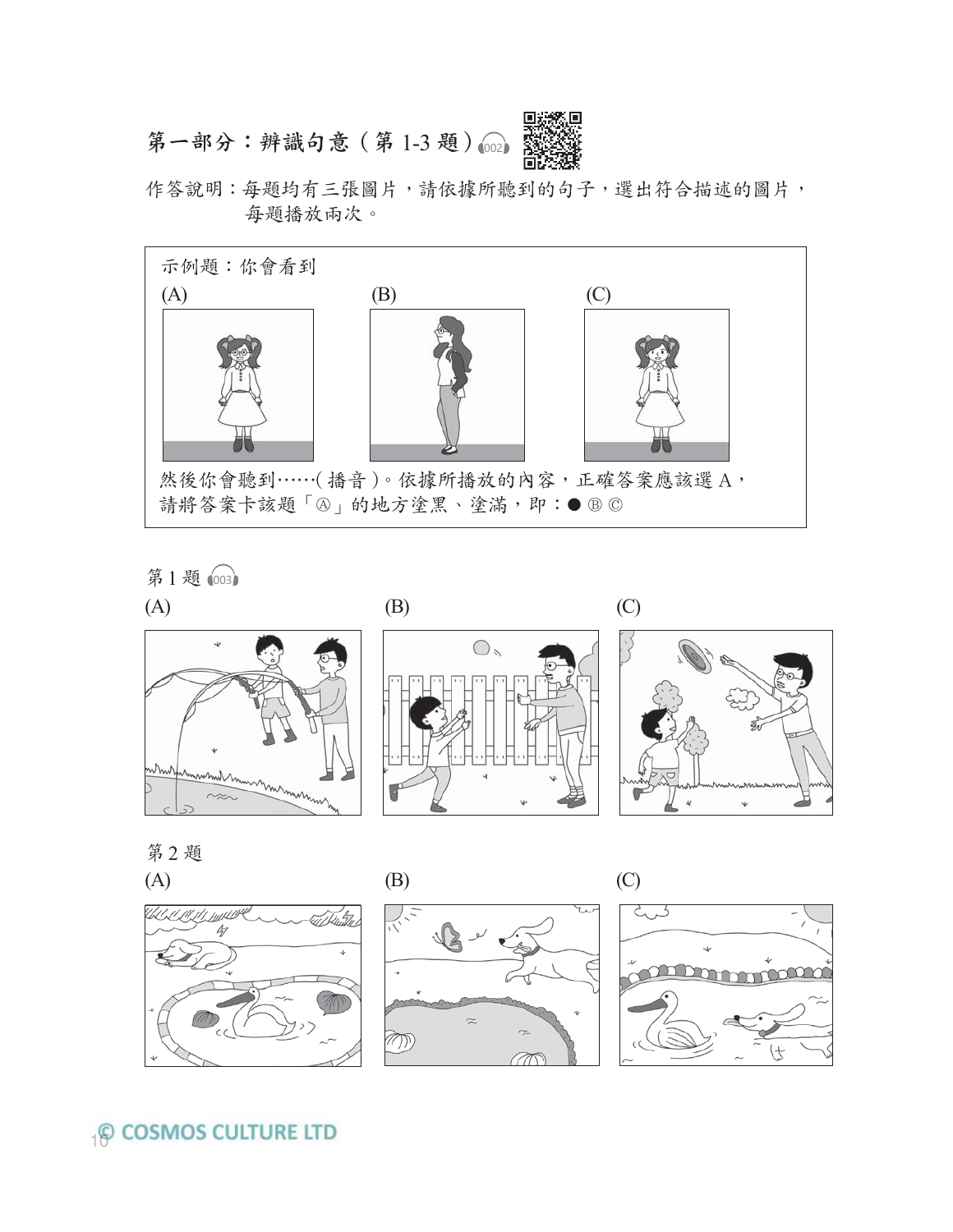## 第一部分：辨識句意（第 1-3 題）002

作答說明：每題均有三張圖片，請依據所聽到的句子，選出符合描述的圖片，每題播放兩次。

示例題：你會看到

(A) (B) (C)

然後你會聽到……（播音）。依據所播放的內容，正確答案應該選 A，請將答案卡該題「Ⓐ」的地方塗黑、塗滿，即：● Ⓑ Ⓒ

第 1 題 003

(A) (B) (C)

第 2 題

(A) (B) (C)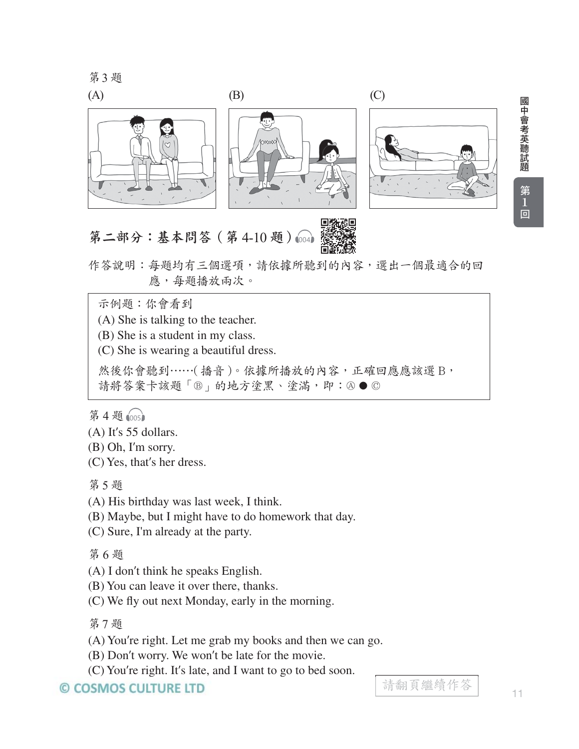第 3 題

(A) (B) (C)

## 第二部分：基本問答（第 4-10 題）

作答說明：每題均有三個選項，請依據所聽到的內容，選出一個最適合的回應，每題播放兩次。

> 示例題：你會看到
> (A) She is talking to the teacher.
> (B) She is a student in my class.
> (C) She is wearing a beautiful dress.
>
> 然後你會聽到……(播音)。依據所播放的內容，正確回應應該選 B，請將答案卡該題「Ⓑ」的地方塗黑、塗滿，即：Ⓐ ● Ⓒ

第 4 題

(A) It's 55 dollars.
(B) Oh, I'm sorry.
(C) Yes, that's her dress.

第 5 題

(A) His birthday was last week, I think.
(B) Maybe, but I might have to do homework that day.
(C) Sure, I'm already at the party.

第 6 題

(A) I don't think he speaks English.
(B) You can leave it over there, thanks.
(C) We fly out next Monday, early in the morning.

第 7 題

(A) You're right. Let me grab my books and then we can go.
(B) Don't worry. We won't be late for the movie.
(C) You're right. It's late, and I want to go to bed soon.

請翻頁繼續作答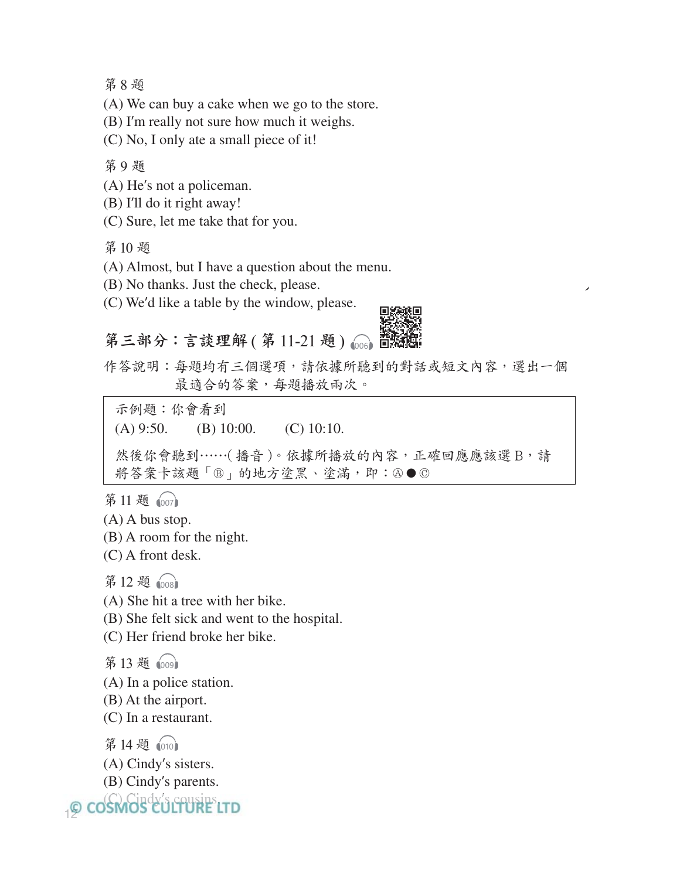第 8 題

(A) We can buy a cake when we go to the store.
(B) I′m really not sure how much it weighs.
(C) No, I only ate a small piece of it!

第 9 題

(A) He′s not a policeman.
(B) I′ll do it right away!
(C) Sure, let me take that for you.

第 10 題

(A) Almost, but I have a question about the menu.
(B) No thanks. Just the check, please.
(C) We′d like a table by the window, please.

## 第三部分：言談理解 ( 第 11-21 題 ) 006

作答說明：每題均有三個選項，請依據所聽到的對話或短文內容，選出一個最適合的答案，每題播放兩次。

> 示例題：你會看到
>
> (A) 9:50.　　(B) 10:00.　　(C) 10:10.
>
> 然後你會聽到……( 播音 )。依據所播放的內容，正確回應應該選 B，請將答案卡該題「Ⓑ」的地方塗黑、塗滿，即：Ⓐ ● Ⓒ

第 11 題 007

(A) A bus stop.
(B) A room for the night.
(C) A front desk.

第 12 題 008

(A) She hit a tree with her bike.
(B) She felt sick and went to the hospital.
(C) Her friend broke her bike.

第 13 題 009

(A) In a police station.
(B) At the airport.
(C) In a restaurant.

第 14 題 010

(A) Cindy′s sisters.
(B) Cindy′s parents.
(C) Cindy′s cousins.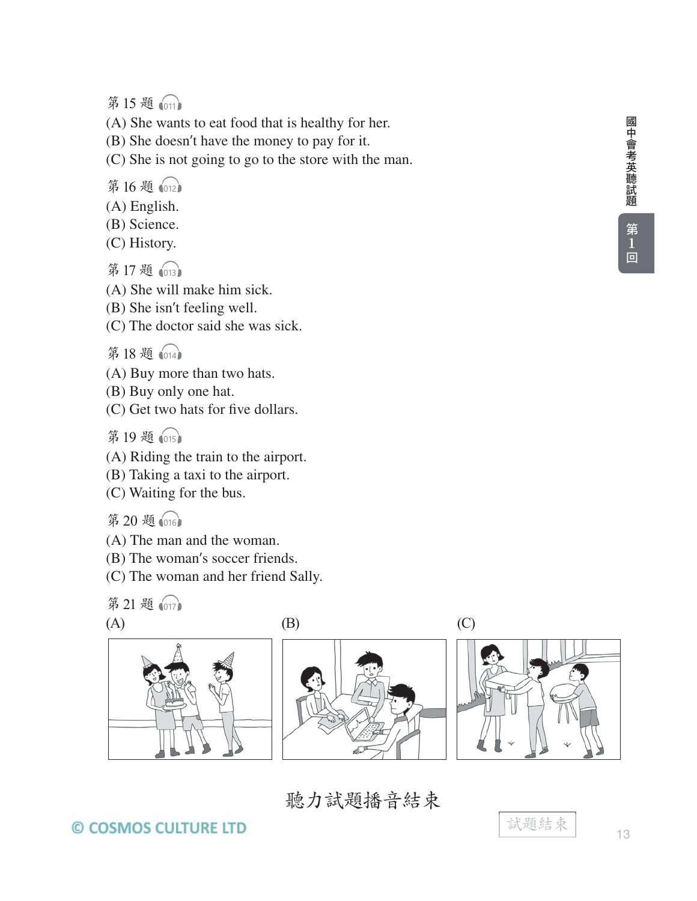第 15 題 011

(A) She wants to eat food that is healthy for her.
(B) She doesn't have the money to pay for it.
(C) She is not going to go to the store with the man.

第 16 題 012

(A) English.
(B) Science.
(C) History.

第 17 題 013

(A) She will make him sick.
(B) She isn't feeling well.
(C) The doctor said she was sick.

第 18 題 014

(A) Buy more than two hats.
(B) Buy only one hat.
(C) Get two hats for five dollars.

第 19 題 015

(A) Riding the train to the airport.
(B) Taking a taxi to the airport.
(C) Waiting for the bus.

第 20 題 016

(A) The man and the woman.
(B) The woman's soccer friends.
(C) The woman and her friend Sally.

第 21 題 017

(A) (B) (C)

聽力試題播音結束

試題結束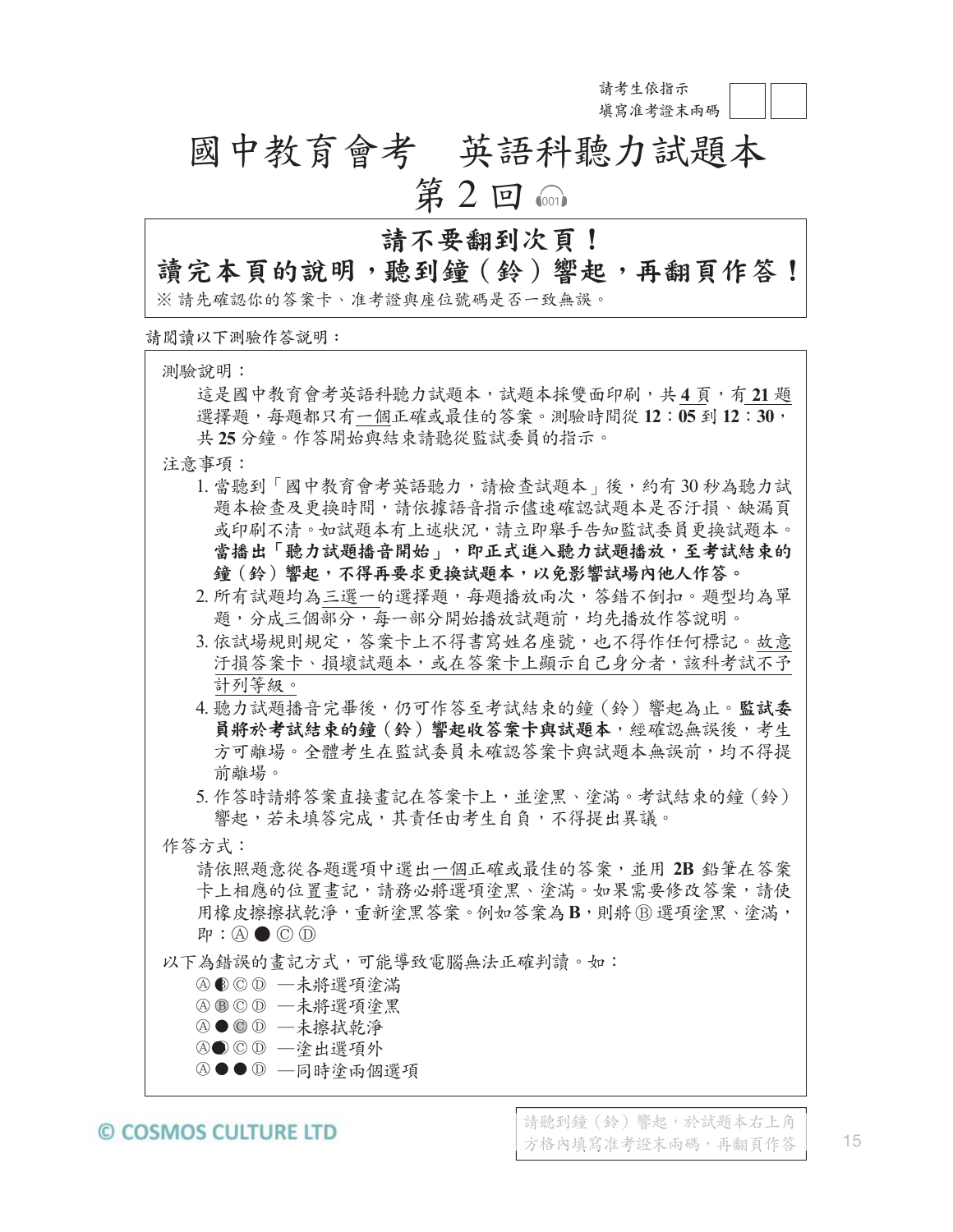請考生依指示
填寫准考證末兩碼

# 國中教育會考　英語科聽力試題本

## 第 2 回

**請不要翻到次頁！**

**讀完本頁的說明，聽到鐘（鈴）響起，再翻頁作答！**

※ 請先確認你的答案卡、准考證與座位號碼是否一致無誤。

請閱讀以下測驗作答說明：

測驗說明：

這是國中教育會考英語科聽力試題本，試題本採雙面印刷，共 **4** 頁，有 **21** 題選擇題，每題都只有一個正確或最佳的答案。測驗時間從 **12：05** 到 **12：30**，共 **25** 分鐘。作答開始與結束請聽從監試委員的指示。

注意事項：

1. 當聽到「國中教育會考英語聽力，請檢查試題本」後，約有 30 秒為聽力試題本檢查及更換時間，請依據語音指示儘速確認試題本是否汙損、缺漏頁或印刷不清。如試題本有上述狀況，請立即舉手告知監試委員更換試題本。**當播出「聽力試題播音開始」，即正式進入聽力試題播放，至考試結束的鐘（鈴）響起，不得再要求更換試題本，以免影響試場內他人作答。**
2. 所有試題均為三選一的選擇題，每題播放兩次，答錯不倒扣。題型均為單題，分成三個部分，每一部分開始播放試題前，均先播放作答說明。
3. 依試場規則規定，答案卡上不得書寫姓名座號，也不得作任何標記。故意汙損答案卡、損壞試題本，或在答案卡上顯示自己身分者，該科考試不予計列等級。
4. 聽力試題播音完畢後，仍可作答至考試結束的鐘（鈴）響起為止。**監試委員將於考試結束的鐘（鈴）響起收答案卡與試題本**，經確認無誤後，考生方可離場。全體考生在監試委員未確認答案卡與試題本無誤前，均不得提前離場。
5. 作答時請將答案直接畫記在答案卡上，並塗黑、塗滿。考試結束的鐘（鈴）響起，若未填答完成，其責任由考生自負，不得提出異議。

作答方式：

請依照題意從各題選項中選出一個正確或最佳的答案，並用 **2B** 鉛筆在答案卡上相應的位置畫記，請務必將選項塗黑、塗滿。如果需要修改答案，請使用橡皮擦擦拭乾淨，重新塗黑答案。例如答案為 **B**，則將 Ⓑ 選項塗黑、塗滿，即：Ⓐ ● Ⓒ Ⓓ

以下為錯誤的畫記方式，可能導致電腦無法正確判讀。如：

- Ⓐ ◐ Ⓒ Ⓓ —未將選項塗滿
- Ⓐ Ⓑ Ⓒ Ⓓ —未將選項塗黑
- Ⓐ ● Ⓒ Ⓓ —未擦拭乾淨
- Ⓐ● Ⓒ Ⓓ —塗出選項外
- Ⓐ ● ● Ⓓ —同時塗兩個選項

© COSMOS CULTURE LTD

請聽到鐘（鈴）響起，於試題本右上角方格內填寫准考證末兩碼，再翻頁作答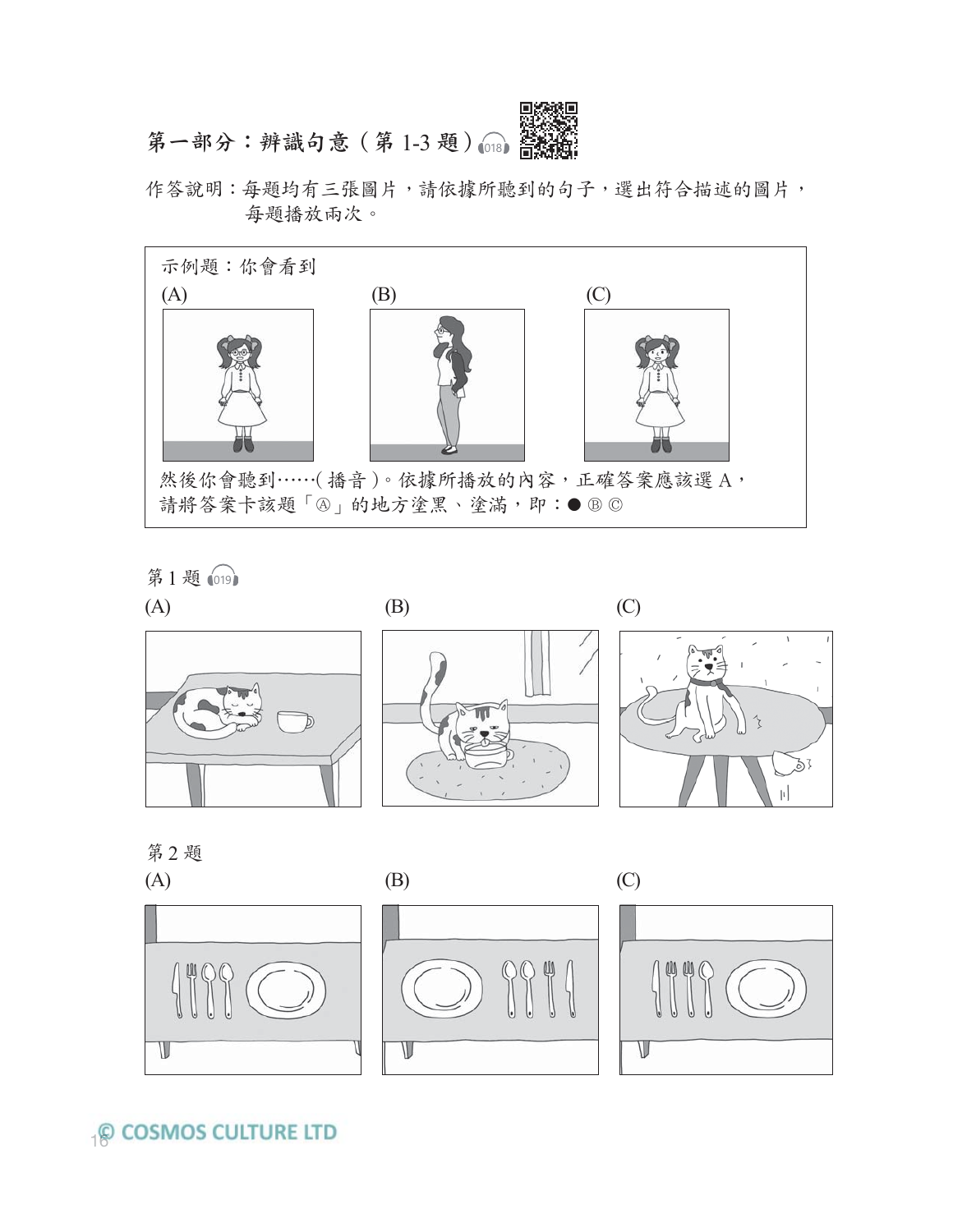## 第一部分：辨識句意（第 1-3 題）

作答說明：每題均有三張圖片，請依據所聽到的句子，選出符合描述的圖片，每題播放兩次。

示例題：你會看到

(A)　　(B)　　(C)

然後你會聽到……（播音）。依據所播放的內容，正確答案應該選 A，請將答案卡該題「Ⓐ」的地方塗黑、塗滿，即：● Ⓑ Ⓒ

第 1 題

(A)　　(B)　　(C)

第 2 題

(A)　　(B)　　(C)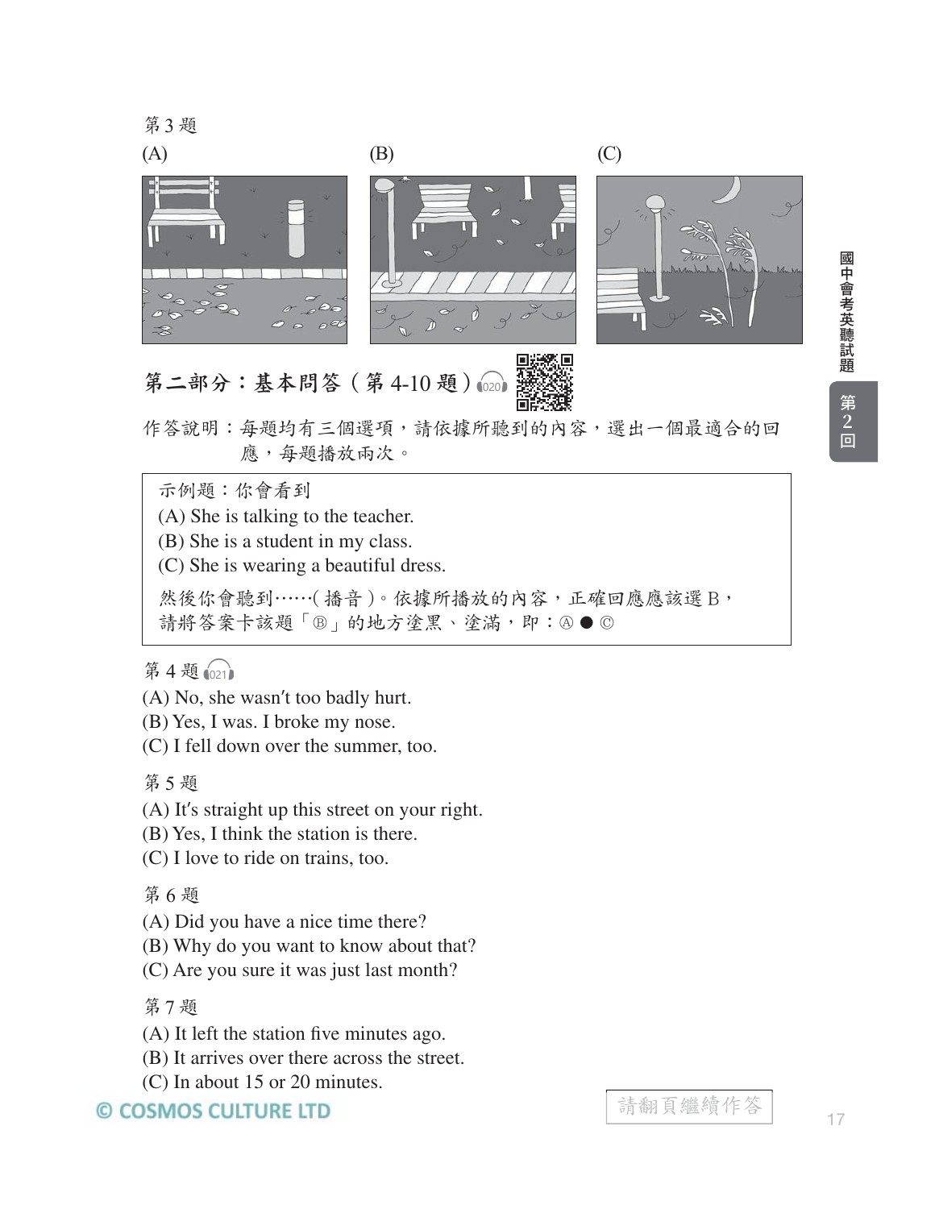第 3 題

(A) (B) (C)

## 第二部分：基本問答（第 4-10 題）

作答說明：每題均有三個選項，請依據所聽到的內容，選出一個最適合的回應，每題播放兩次。

> 示例題：你會看到
> (A) She is talking to the teacher.
> (B) She is a student in my class.
> (C) She is wearing a beautiful dress.
>
> 然後你會聽到……(播音)。依據所播放的內容，正確回應應該選 B，請將答案卡該題「Ⓑ」的地方塗黑、塗滿，即：Ⓐ ● Ⓒ

第 4 題

(A) No, she wasn't too badly hurt.
(B) Yes, I was. I broke my nose.
(C) I fell down over the summer, too.

第 5 題

(A) It's straight up this street on your right.
(B) Yes, I think the station is there.
(C) I love to ride on trains, too.

第 6 題

(A) Did you have a nice time there?
(B) Why do you want to know about that?
(C) Are you sure it was just last month?

第 7 題

(A) It left the station five minutes ago.
(B) It arrives over there across the street.
(C) In about 15 or 20 minutes.

請翻頁繼續作答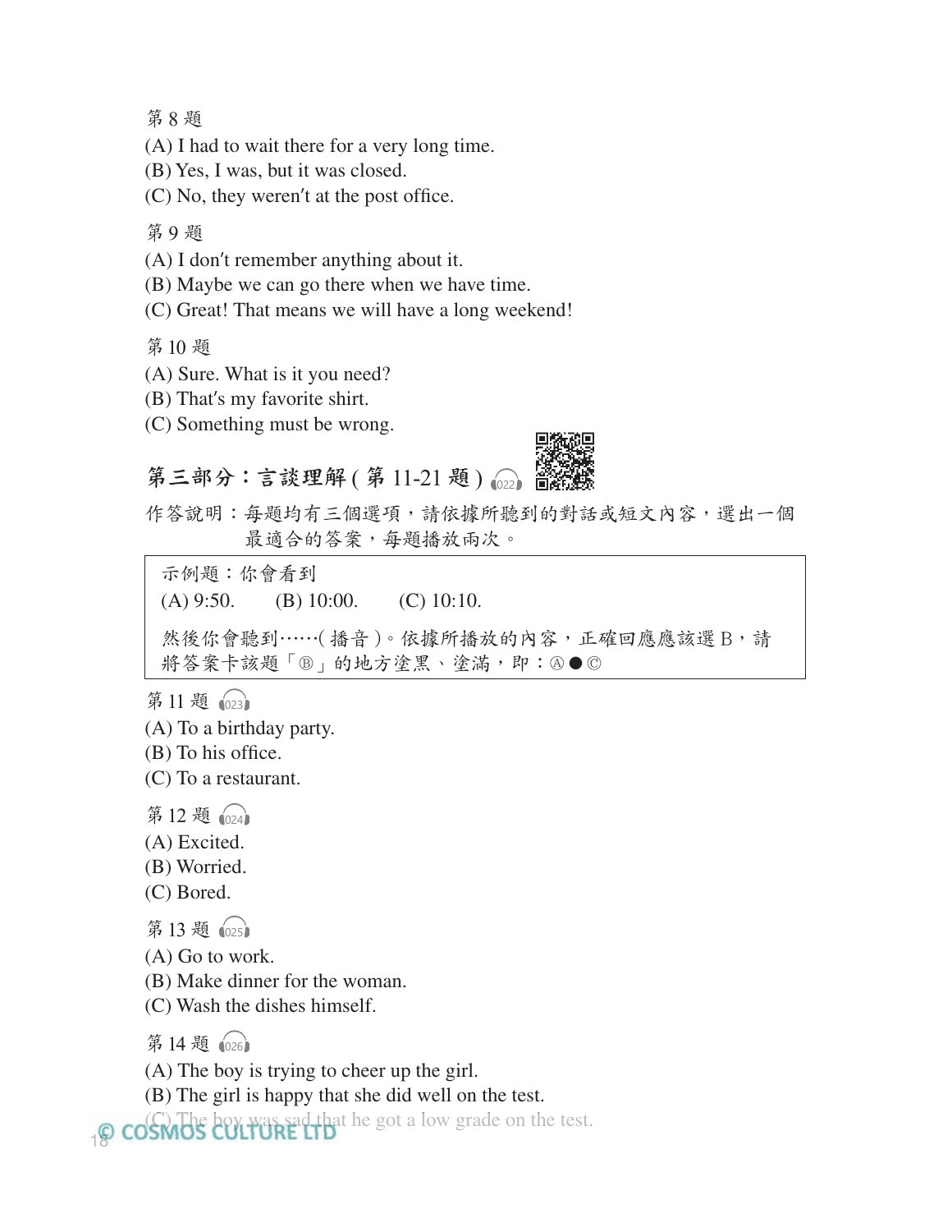第 8 題

(A) I had to wait there for a very long time.
(B) Yes, I was, but it was closed.
(C) No, they weren't at the post office.

第 9 題

(A) I don't remember anything about it.
(B) Maybe we can go there when we have time.
(C) Great! That means we will have a long weekend!

第 10 題

(A) Sure. What is it you need?
(B) That's my favorite shirt.
(C) Something must be wrong.

## 第三部分：言談理解 ( 第 11-21 題 ) 022

作答說明：每題均有三個選項，請依據所聽到的對話或短文內容，選出一個最適合的答案，每題播放兩次。

| 示例題：你會看到<br>(A) 9:50.　(B) 10:00.　(C) 10:10.<br>然後你會聽到……( 播音 )。依據所播放的內容，正確回應應該選 B，請將答案卡該題「Ⓑ」的地方塗黑、塗滿，即：Ⓐ ● Ⓒ |
|---|

第 11 題 023

(A) To a birthday party.
(B) To his office.
(C) To a restaurant.

第 12 題 024

(A) Excited.
(B) Worried.
(C) Bored.

第 13 題 025

(A) Go to work.
(B) Make dinner for the woman.
(C) Wash the dishes himself.

第 14 題 026

(A) The boy is trying to cheer up the girl.
(B) The girl is happy that she did well on the test.
(C) The boy was sad that he got a low grade on the test.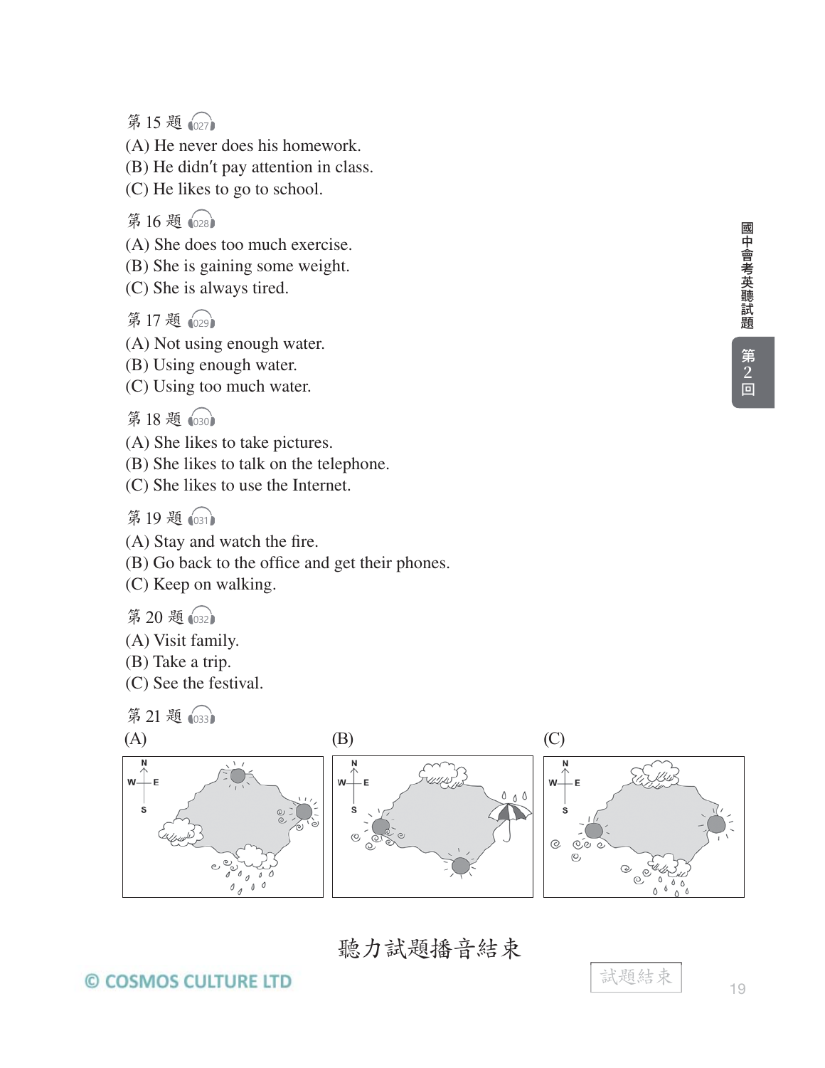第 15 題 027

(A) He never does his homework.
(B) He didn't pay attention in class.
(C) He likes to go to school.

第 16 題 028

(A) She does too much exercise.
(B) She is gaining some weight.
(C) She is always tired.

第 17 題 029

(A) Not using enough water.
(B) Using enough water.
(C) Using too much water.

第 18 題 030

(A) She likes to take pictures.
(B) She likes to talk on the telephone.
(C) She likes to use the Internet.

第 19 題 031

(A) Stay and watch the fire.
(B) Go back to the office and get their phones.
(C) Keep on walking.

第 20 題 032

(A) Visit family.
(B) Take a trip.
(C) See the festival.

第 21 題 033

(A)

N
W E
S

(B)

N
W E
S

(C)

N
W E
S

聽力試題播音結束

© COSMOS CULTURE LTD

試題結束